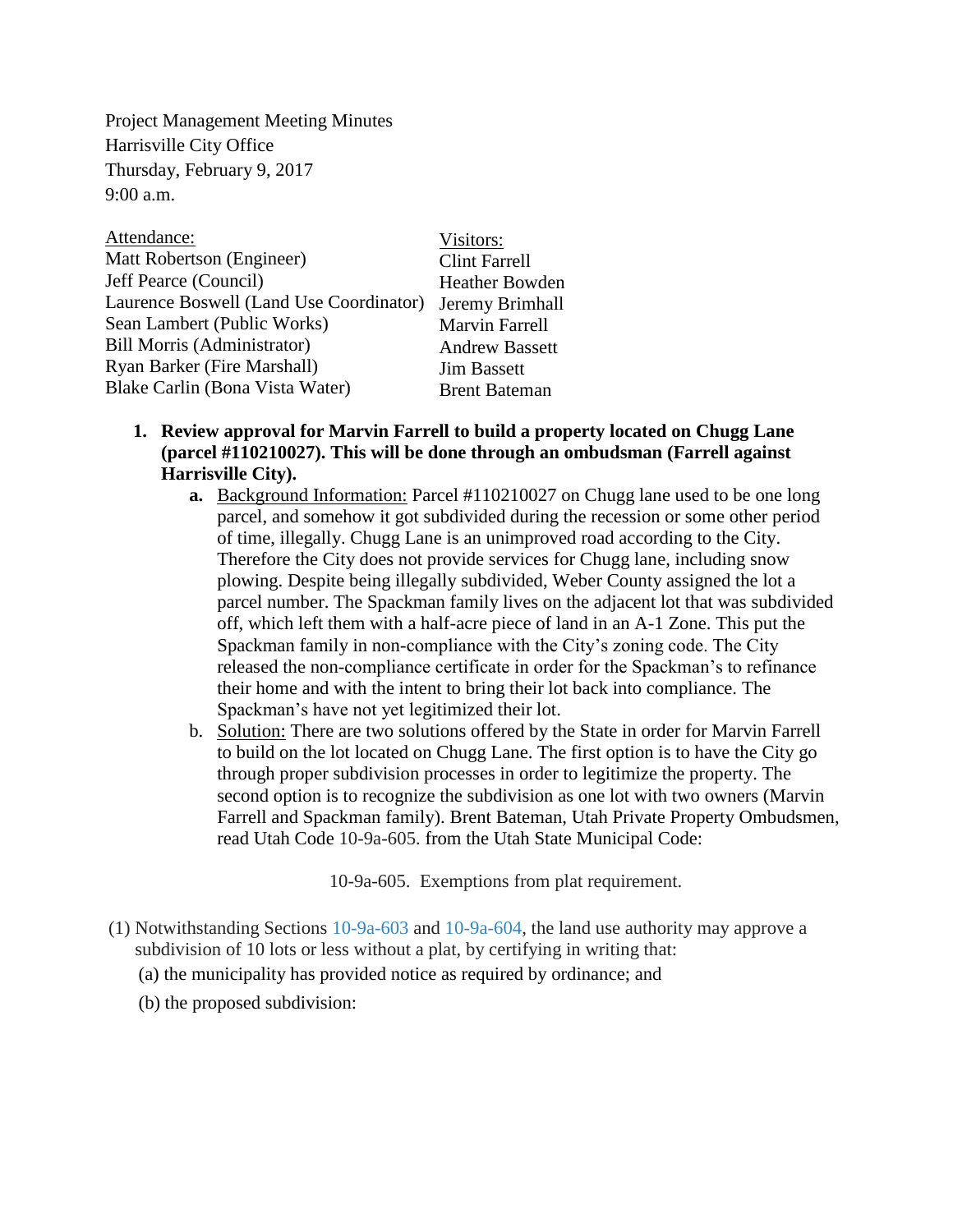Project Management Meeting Minutes
Harrisville City Office
Thursday, February 9, 2017
9:00 a.m.

| Attendance: | Visitors: |
| --- | --- |
| Matt Robertson (Engineer) | Clint Farrell |
| Jeff Pearce (Council) | Heather Bowden |
| Laurence Boswell (Land Use Coordinator) | Jeremy Brimhall |
| Sean Lambert (Public Works) | Marvin Farrell |
| Bill Morris (Administrator) | Andrew Bassett |
| Ryan Barker (Fire Marshall) | Jim Bassett |
| Blake Carlin (Bona Vista Water) | Brent Bateman |

1. **Review approval for Marvin Farrell to build a property located on Chugg Lane (parcel #110210027). This will be done through an ombudsman (Farrell against Harrisville City).**
   a. Background Information: Parcel #110210027 on Chugg lane used to be one long parcel, and somehow it got subdivided during the recession or some other period of time, illegally. Chugg Lane is an unimproved road according to the City. Therefore the City does not provide services for Chugg lane, including snow plowing. Despite being illegally subdivided, Weber County assigned the lot a parcel number. The Spackman family lives on the adjacent lot that was subdivided off, which left them with a half-acre piece of land in an A-1 Zone. This put the Spackman family in non-compliance with the City's zoning code. The City released the non-compliance certificate in order for the Spackman's to refinance their home and with the intent to bring their lot back into compliance. The Spackman's have not yet legitimized their lot.
   b. Solution: There are two solutions offered by the State in order for Marvin Farrell to build on the lot located on Chugg Lane. The first option is to have the City go through proper subdivision processes in order to legitimize the property. The second option is to recognize the subdivision as one lot with two owners (Marvin Farrell and Spackman family). Brent Bateman, Utah Private Property Ombudsmen, read Utah Code 10-9a-605. from the Utah State Municipal Code:

   10-9a-605. Exemptions from plat requirement.

(1) Notwithstanding Sections 10-9a-603 and 10-9a-604, the land use authority may approve a subdivision of 10 lots or less without a plat, by certifying in writing that:
   (a) the municipality has provided notice as required by ordinance; and
   (b) the proposed subdivision: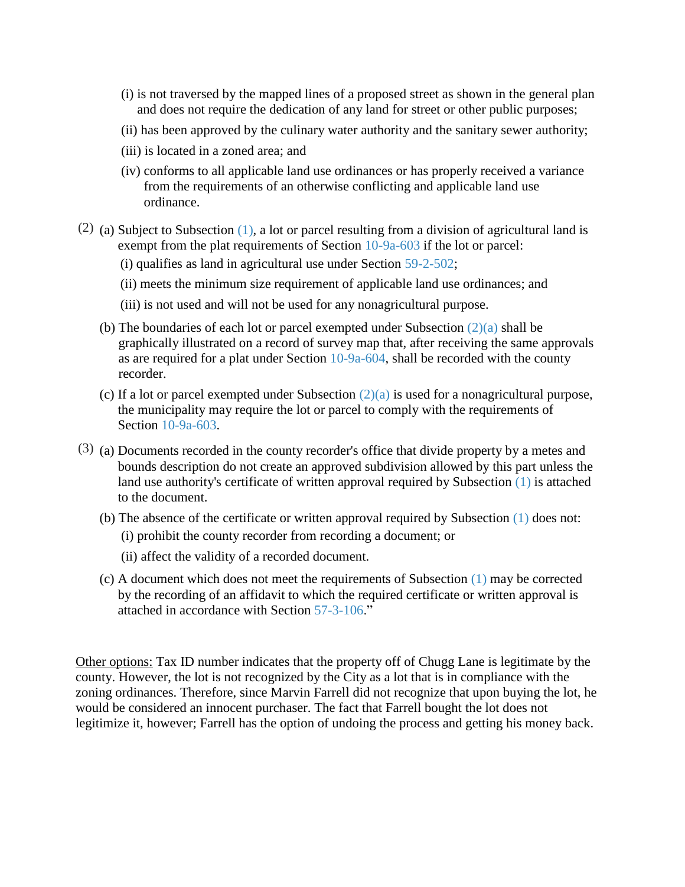(i) is not traversed by the mapped lines of a proposed street as shown in the general plan and does not require the dedication of any land for street or other public purposes;

(ii) has been approved by the culinary water authority and the sanitary sewer authority;

(iii) is located in a zoned area; and

(iv) conforms to all applicable land use ordinances or has properly received a variance from the requirements of an otherwise conflicting and applicable land use ordinance.

(2) (a) Subject to Subsection (1), a lot or parcel resulting from a division of agricultural land is exempt from the plat requirements of Section 10-9a-603 if the lot or parcel:

(i) qualifies as land in agricultural use under Section 59-2-502;

(ii) meets the minimum size requirement of applicable land use ordinances; and

(iii) is not used and will not be used for any nonagricultural purpose.

(b) The boundaries of each lot or parcel exempted under Subsection (2)(a) shall be graphically illustrated on a record of survey map that, after receiving the same approvals as are required for a plat under Section 10-9a-604, shall be recorded with the county recorder.

(c) If a lot or parcel exempted under Subsection (2)(a) is used for a nonagricultural purpose, the municipality may require the lot or parcel to comply with the requirements of Section 10-9a-603.

(3) (a) Documents recorded in the county recorder's office that divide property by a metes and bounds description do not create an approved subdivision allowed by this part unless the land use authority's certificate of written approval required by Subsection (1) is attached to the document.

(b) The absence of the certificate or written approval required by Subsection (1) does not:

(i) prohibit the county recorder from recording a document; or

(ii) affect the validity of a recorded document.

(c) A document which does not meet the requirements of Subsection (1) may be corrected by the recording of an affidavit to which the required certificate or written approval is attached in accordance with Section 57-3-106."

<u>Other options:</u> Tax ID number indicates that the property off of Chugg Lane is legitimate by the county. However, the lot is not recognized by the City as a lot that is in compliance with the zoning ordinances. Therefore, since Marvin Farrell did not recognize that upon buying the lot, he would be considered an innocent purchaser. The fact that Farrell bought the lot does not legitimize it, however; Farrell has the option of undoing the process and getting his money back.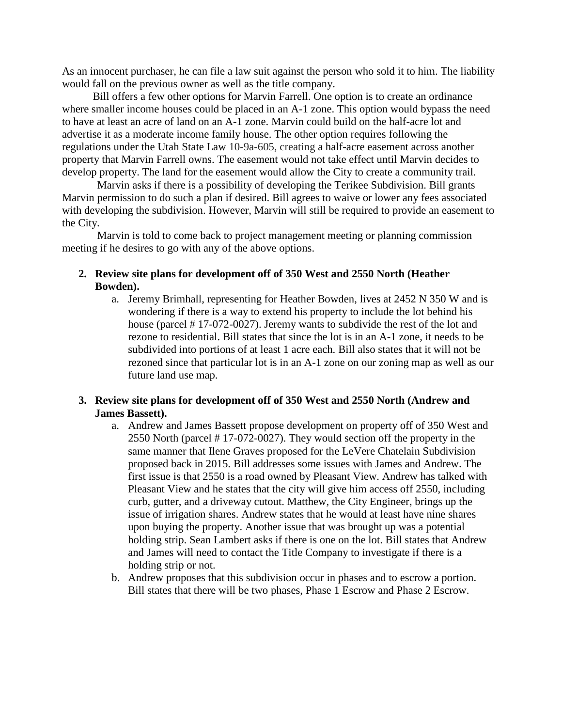As an innocent purchaser, he can file a law suit against the person who sold it to him. The liability would fall on the previous owner as well as the title company.

Bill offers a few other options for Marvin Farrell. One option is to create an ordinance where smaller income houses could be placed in an A-1 zone. This option would bypass the need to have at least an acre of land on an A-1 zone. Marvin could build on the half-acre lot and advertise it as a moderate income family house. The other option requires following the regulations under the Utah State Law 10-9a-605, creating a half-acre easement across another property that Marvin Farrell owns. The easement would not take effect until Marvin decides to develop property. The land for the easement would allow the City to create a community trail.

Marvin asks if there is a possibility of developing the Terikee Subdivision. Bill grants Marvin permission to do such a plan if desired. Bill agrees to waive or lower any fees associated with developing the subdivision. However, Marvin will still be required to provide an easement to the City.

Marvin is told to come back to project management meeting or planning commission meeting if he desires to go with any of the above options.

2. **Review site plans for development off of 350 West and 2550 North (Heather Bowden).**
   a. Jeremy Brimhall, representing for Heather Bowden, lives at 2452 N 350 W and is wondering if there is a way to extend his property to include the lot behind his house (parcel # 17-072-0027). Jeremy wants to subdivide the rest of the lot and rezone to residential. Bill states that since the lot is in an A-1 zone, it needs to be subdivided into portions of at least 1 acre each. Bill also states that it will not be rezoned since that particular lot is in an A-1 zone on our zoning map as well as our future land use map.

3. **Review site plans for development off of 350 West and 2550 North (Andrew and James Bassett).**
   a. Andrew and James Bassett propose development on property off of 350 West and 2550 North (parcel # 17-072-0027). They would section off the property in the same manner that Ilene Graves proposed for the LeVere Chatelain Subdivision proposed back in 2015. Bill addresses some issues with James and Andrew. The first issue is that 2550 is a road owned by Pleasant View. Andrew has talked with Pleasant View and he states that the city will give him access off 2550, including curb, gutter, and a driveway cutout. Matthew, the City Engineer, brings up the issue of irrigation shares. Andrew states that he would at least have nine shares upon buying the property. Another issue that was brought up was a potential holding strip. Sean Lambert asks if there is one on the lot. Bill states that Andrew and James will need to contact the Title Company to investigate if there is a holding strip or not.
   b. Andrew proposes that this subdivision occur in phases and to escrow a portion. Bill states that there will be two phases, Phase 1 Escrow and Phase 2 Escrow.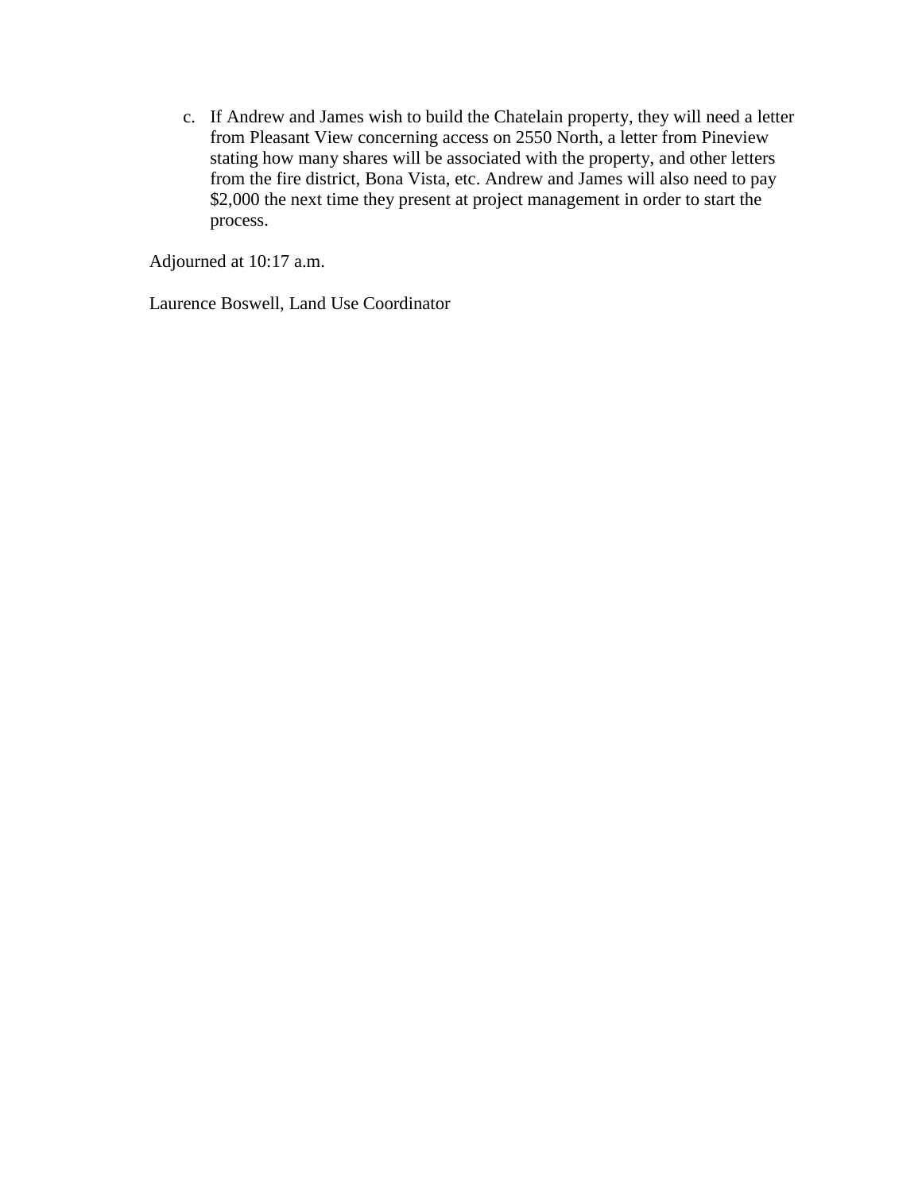c. If Andrew and James wish to build the Chatelain property, they will need a letter from Pleasant View concerning access on 2550 North, a letter from Pineview stating how many shares will be associated with the property, and other letters from the fire district, Bona Vista, etc. Andrew and James will also need to pay $2,000 the next time they present at project management in order to start the process.

Adjourned at 10:17 a.m.

Laurence Boswell, Land Use Coordinator